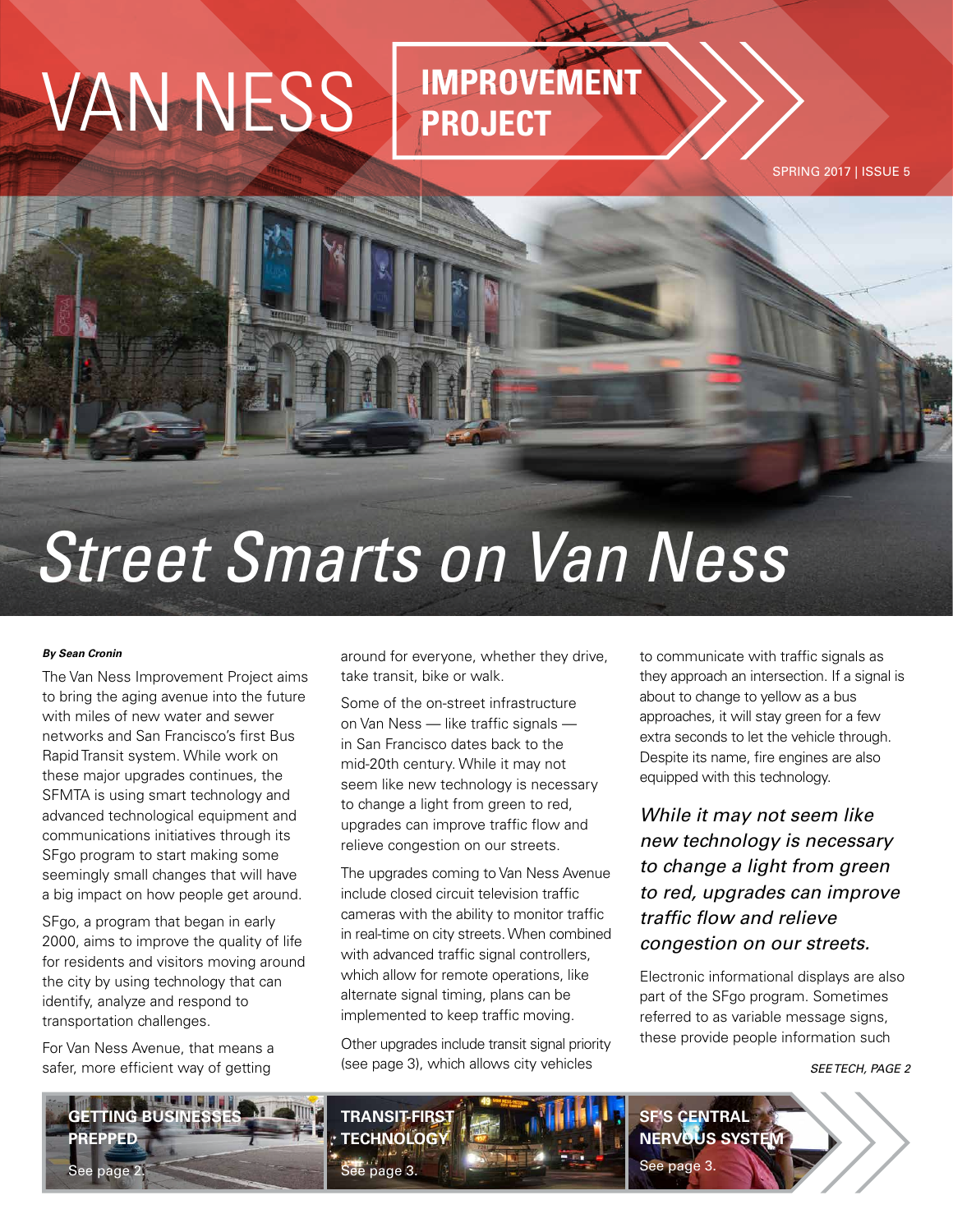# VAN NESS IMPROVEMENT PROJECT

SPRING 2017 | ISSUE 5

# *Street Smarts on Van Ness*

***By Sean Cronin***

The Van Ness Improvement Project aims to bring the aging avenue into the future with miles of new water and sewer networks and San Francisco's first Bus Rapid Transit system. While work on these major upgrades continues, the SFMTA is using smart technology and advanced technological equipment and communications initiatives through its SFgo program to start making some seemingly small changes that will have a big impact on how people get around.

SFgo, a program that began in early 2000, aims to improve the quality of life for residents and visitors moving around the city by using technology that can identify, analyze and respond to transportation challenges.

For Van Ness Avenue, that means a safer, more efficient way of getting around for everyone, whether they drive, take transit, bike or walk.

Some of the on-street infrastructure on Van Ness — like traffic signals — in San Francisco dates back to the mid-20th century. While it may not seem like new technology is necessary to change a light from green to red, upgrades can improve traffic flow and relieve congestion on our streets.

The upgrades coming to Van Ness Avenue include closed circuit television traffic cameras with the ability to monitor traffic in real-time on city streets. When combined with advanced traffic signal controllers, which allow for remote operations, like alternate signal timing, plans can be implemented to keep traffic moving.

Other upgrades include transit signal priority (see page 3), which allows city vehicles to communicate with traffic signals as they approach an intersection. If a signal is about to change to yellow as a bus approaches, it will stay green for a few extra seconds to let the vehicle through. Despite its name, fire engines are also equipped with this technology.

> *While it may not seem like new technology is necessary to change a light from green to red, upgrades can improve traffic flow and relieve congestion on our streets.*

Electronic informational displays are also part of the SFgo program. Sometimes referred to as variable message signs, these provide people information such

*SEE TECH, PAGE 2*

**GETTING BUSINESSES PREPPED**
See page 2.

**TRANSIT-FIRST TECHNOLOGY**
See page 3.

**SF'S CENTRAL NERVOUS SYSTEM**
See page 3.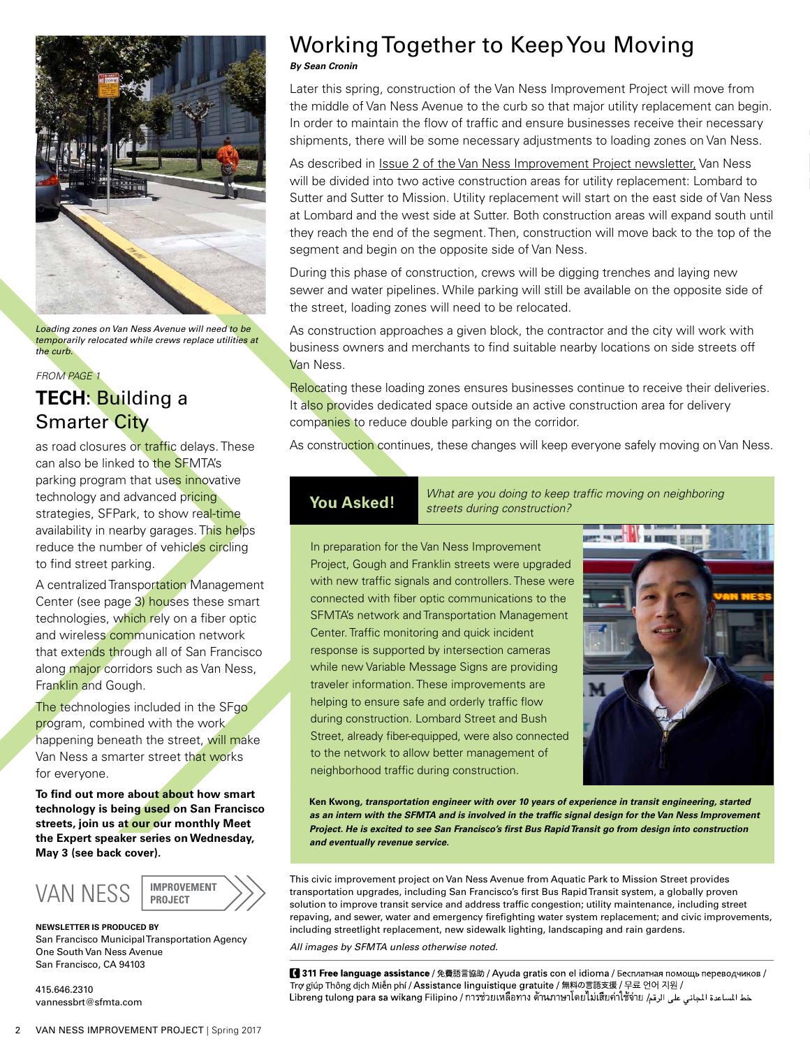Loading zones on Van Ness Avenue will need to be temporarily relocated while crews replace utilities at the curb.

*FROM PAGE 1*

## TECH: Building a Smarter City

as road closures or traffic delays. These can also be linked to the SFMTA's parking program that uses innovative technology and advanced pricing strategies, SFPark, to show real-time availability in nearby garages. This helps reduce the number of vehicles circling to find street parking.

A centralized Transportation Management Center (see page 3) houses these smart technologies, which rely on a fiber optic and wireless communication network that extends through all of San Francisco along major corridors such as Van Ness, Franklin and Gough.

The technologies included in the SFgo program, combined with the work happening beneath the street, will make Van Ness a smarter street that works for everyone.

**To find out more about about how smart technology is being used on San Francisco streets, join us at our our monthly Meet the Expert speaker series on Wednesday, May 3 (see back cover).**

VAN NESS IMPROVEMENT PROJECT

**NEWSLETTER IS PRODUCED BY**
San Francisco Municipal Transportation Agency
One South Van Ness Avenue
San Francisco, CA 94103

415.646.2310
vannessbrt@sfmta.com

# Working Together to Keep You Moving

***By Sean Cronin***

Later this spring, construction of the Van Ness Improvement Project will move from the middle of Van Ness Avenue to the curb so that major utility replacement can begin. In order to maintain the flow of traffic and ensure businesses receive their necessary shipments, there will be some necessary adjustments to loading zones on Van Ness.

As described in Issue 2 of the Van Ness Improvement Project newsletter, Van Ness will be divided into two active construction areas for utility replacement: Lombard to Sutter and Sutter to Mission. Utility replacement will start on the east side of Van Ness at Lombard and the west side at Sutter. Both construction areas will expand south until they reach the end of the segment. Then, construction will move back to the top of the segment and begin on the opposite side of Van Ness.

During this phase of construction, crews will be digging trenches and laying new sewer and water pipelines. While parking will still be available on the opposite side of the street, loading zones will need to be relocated.

As construction approaches a given block, the contractor and the city will work with business owners and merchants to find suitable nearby locations on side streets off Van Ness.

Relocating these loading zones ensures businesses continue to receive their deliveries. It also provides dedicated space outside an active construction area for delivery companies to reduce double parking on the corridor.

As construction continues, these changes will keep everyone safely moving on Van Ness.

## You Asked!

*What are you doing to keep traffic moving on neighboring streets during construction?*

In preparation for the Van Ness Improvement Project, Gough and Franklin streets were upgraded with new traffic signals and controllers. These were connected with fiber optic communications to the SFMTA's network and Transportation Management Center. Traffic monitoring and quick incident response is supported by intersection cameras while new Variable Message Signs are providing traveler information. These improvements are helping to ensure safe and orderly traffic flow during construction. Lombard Street and Bush Street, already fiber-equipped, were also connected to the network to allow better management of neighborhood traffic during construction.

**Ken Kwong,** ***transportation engineer with over 10 years of experience in transit engineering, started as an intern with the SFMTA and is involved in the traffic signal design for the Van Ness Improvement Project. He is excited to see San Francisco's first Bus Rapid Transit go from design into construction and eventually revenue service.***

This civic improvement project on Van Ness Avenue from Aquatic Park to Mission Street provides transportation upgrades, including San Francisco's first Bus Rapid Transit system, a globally proven solution to improve transit service and address traffic congestion; utility maintenance, including street repaving, and sewer, water and emergency firefighting water system replacement; and civic improvements, including streetlight replacement, new sidewalk lighting, landscaping and rain gardens.

*All images by SFMTA unless otherwise noted.*

**311 Free language assistance** / 免費語言協助 / Ayuda gratis con el idioma / Бесплатная помощь переводчиков / Trợ giúp Thông dịch Miễn phí / Assistance linguistique gratuite / 無料の言語支援 / 무료 언어 지원 / Libreng tulong para sa wikang Filipino / การช่วยเหลือทางด้านภาษาโดยไม่เสียค่าใช้จ่าย / خط المساعدة المجاني على الرقم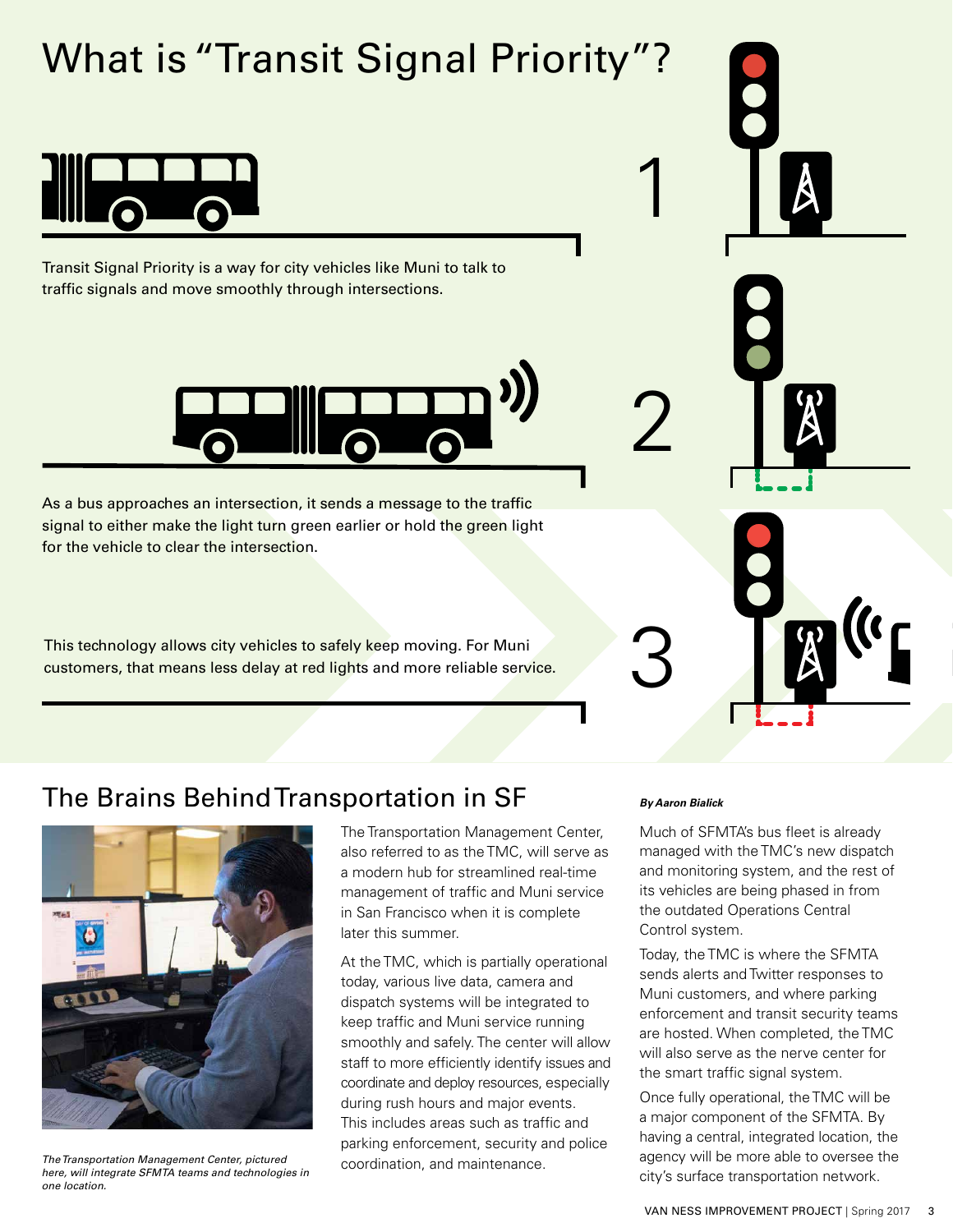# What is "Transit Signal Priority"?

1

Transit Signal Priority is a way for city vehicles like Muni to talk to traffic signals and move smoothly through intersections.

2

As a bus approaches an intersection, it sends a message to the traffic signal to either make the light turn green earlier or hold the green light for the vehicle to clear the intersection.

3

This technology allows city vehicles to safely keep moving. For Muni customers, that means less delay at red lights and more reliable service.

## The Brains Behind Transportation in SF

*The Transportation Management Center, pictured here, will integrate SFMTA teams and technologies in one location.*

The Transportation Management Center, also referred to as the TMC, will serve as a modern hub for streamlined real-time management of traffic and Muni service in San Francisco when it is complete later this summer.

At the TMC, which is partially operational today, various live data, camera and dispatch systems will be integrated to keep traffic and Muni service running smoothly and safely. The center will allow staff to more efficiently identify issues and coordinate and deploy resources, especially during rush hours and major events. This includes areas such as traffic and parking enforcement, security and police coordination, and maintenance.

***By Aaron Bialick***

Much of SFMTA's bus fleet is already managed with the TMC's new dispatch and monitoring system, and the rest of its vehicles are being phased in from the outdated Operations Central Control system.

Today, the TMC is where the SFMTA sends alerts and Twitter responses to Muni customers, and where parking enforcement and transit security teams are hosted. When completed, the TMC will also serve as the nerve center for the smart traffic signal system.

Once fully operational, the TMC will be a major component of the SFMTA. By having a central, integrated location, the agency will be more able to oversee the city's surface transportation network.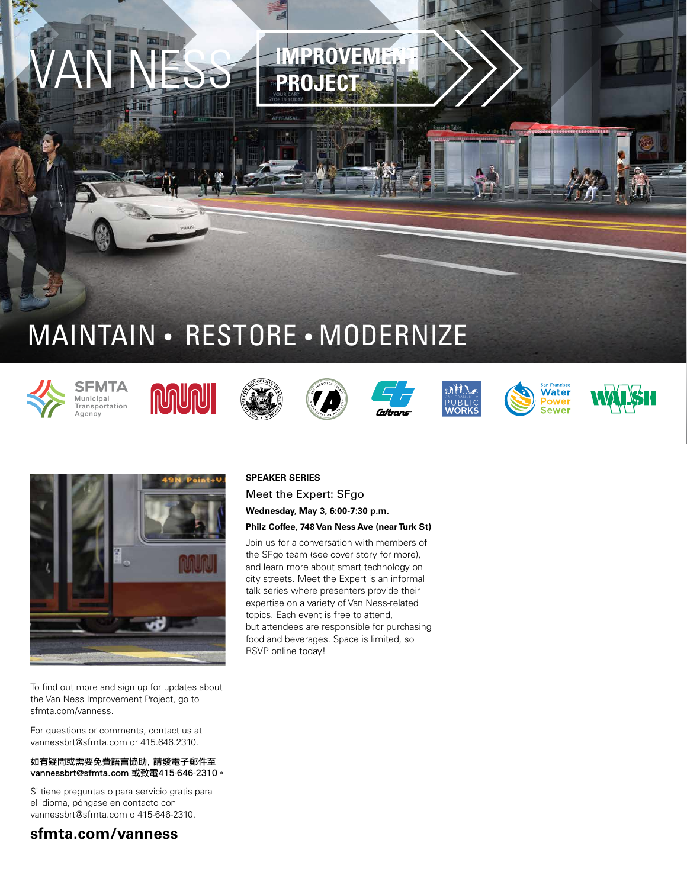# VAN NESS IMPROVEMENT PROJECT

MAINTAIN • RESTORE • MODERNIZE

SFMTA Municipal Transportation Agency

### SPEAKER SERIES

Meet the Expert: SFgo

**Wednesday, May 3, 6:00-7:30 p.m.**

**Philz Coffee, 748 Van Ness Ave (near Turk St)**

Join us for a conversation with members of the SFgo team (see cover story for more), and learn more about smart technology on city streets. Meet the Expert is an informal talk series where presenters provide their expertise on a variety of Van Ness-related topics. Each event is free to attend, but attendees are responsible for purchasing food and beverages. Space is limited, so RSVP online today!

To find out more and sign up for updates about the Van Ness Improvement Project, go to sfmta.com/vanness.

For questions or comments, contact us at vannessbrt@sfmta.com or 415.646.2310.

**如有疑問或需要免費語言協助，請發電子郵件至 vannessbrt@sfmta.com 或致電415-646-2310。**

Si tiene preguntas o para servicio gratis para el idioma, póngase en contacto con vannessbrt@sfmta.com o 415-646-2310.

**sfmta.com/vanness**